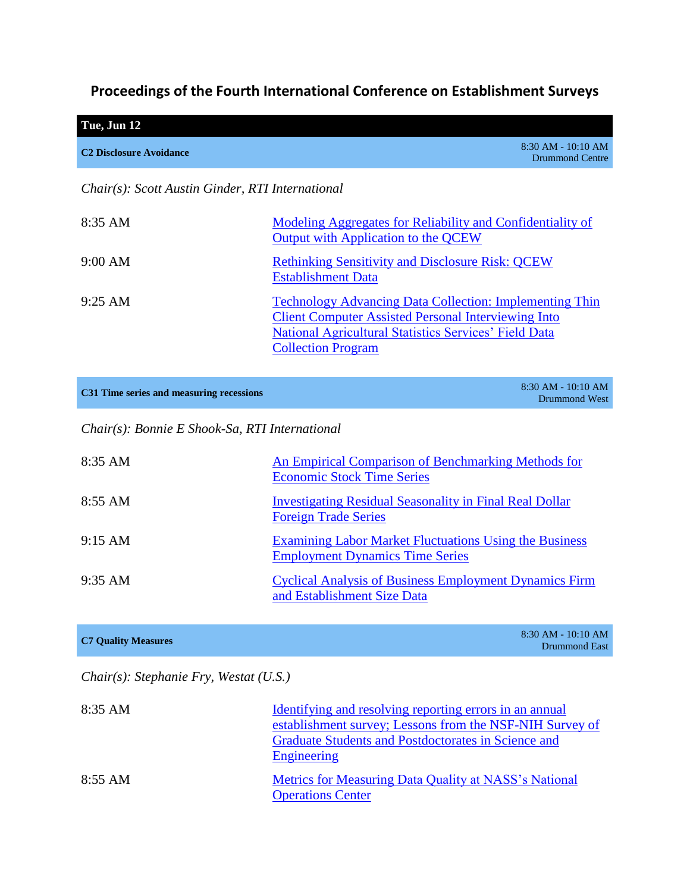# Proceedings of the Fourth International Conference on Establishment Surveys

## Tue, Jun 12

### C2 Disclosure Avoidance

8:30 AM - 10:10 AM
Drummond Centre

*Chair(s): Scott Austin Ginder, RTI International*

| | |
|---|---|
| 8:35 AM | Modeling Aggregates for Reliability and Confidentiality of Output with Application to the QCEW |
| 9:00 AM | Rethinking Sensitivity and Disclosure Risk: QCEW Establishment Data |
| 9:25 AM | Technology Advancing Data Collection: Implementing Thin Client Computer Assisted Personal Interviewing Into National Agricultural Statistics Services' Field Data Collection Program |

### C31 Time series and measuring recessions

8:30 AM - 10:10 AM
Drummond West

*Chair(s): Bonnie E Shook-Sa, RTI International*

| | |
|---|---|
| 8:35 AM | An Empirical Comparison of Benchmarking Methods for Economic Stock Time Series |
| 8:55 AM | Investigating Residual Seasonality in Final Real Dollar Foreign Trade Series |
| 9:15 AM | Examining Labor Market Fluctuations Using the Business Employment Dynamics Time Series |
| 9:35 AM | Cyclical Analysis of Business Employment Dynamics Firm and Establishment Size Data |

### C7 Quality Measures

8:30 AM - 10:10 AM
Drummond East

*Chair(s): Stephanie Fry, Westat (U.S.)*

| | |
|---|---|
| 8:35 AM | Identifying and resolving reporting errors in an annual establishment survey; Lessons from the NSF-NIH Survey of Graduate Students and Postdoctorates in Science and Engineering |
| 8:55 AM | Metrics for Measuring Data Quality at NASS's National Operations Center |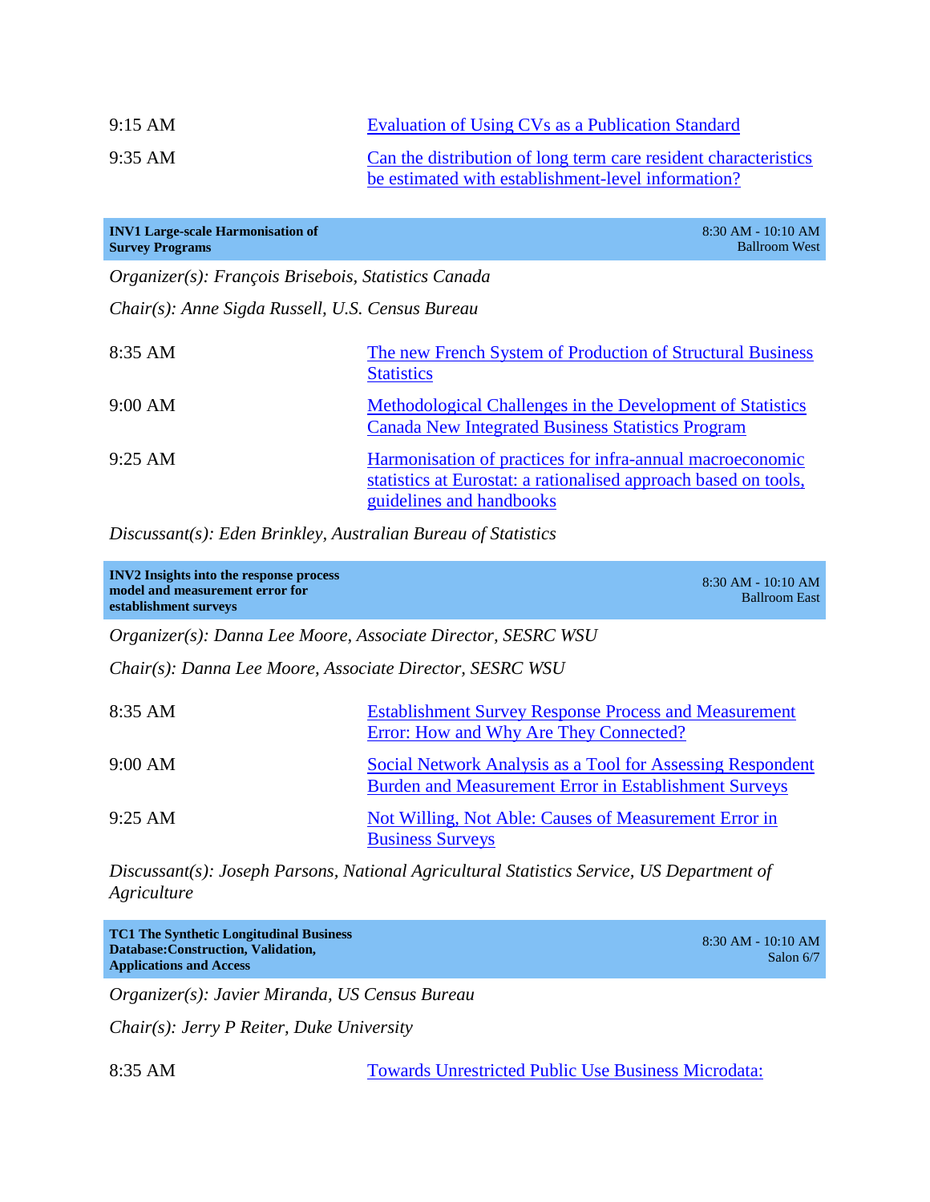9:15 AM Evaluation of Using CVs as a Publication Standard

9:35 AM Can the distribution of long term care resident characteristics be estimated with establishment-level information?

## INV1 Large-scale Harmonisation of Survey Programs

8:30 AM - 10:10 AM
Ballroom West

*Organizer(s): François Brisebois, Statistics Canada*

*Chair(s): Anne Sigda Russell, U.S. Census Bureau*

8:35 AM The new French System of Production of Structural Business Statistics

9:00 AM Methodological Challenges in the Development of Statistics Canada New Integrated Business Statistics Program

9:25 AM Harmonisation of practices for infra-annual macroeconomic statistics at Eurostat: a rationalised approach based on tools, guidelines and handbooks

*Discussant(s): Eden Brinkley, Australian Bureau of Statistics*

## INV2 Insights into the response process model and measurement error for establishment surveys

8:30 AM - 10:10 AM
Ballroom East

*Organizer(s): Danna Lee Moore, Associate Director, SESRC WSU*

*Chair(s): Danna Lee Moore, Associate Director, SESRC WSU*

8:35 AM Establishment Survey Response Process and Measurement Error: How and Why Are They Connected?

9:00 AM Social Network Analysis as a Tool for Assessing Respondent Burden and Measurement Error in Establishment Surveys

9:25 AM Not Willing, Not Able: Causes of Measurement Error in Business Surveys

*Discussant(s): Joseph Parsons, National Agricultural Statistics Service, US Department of Agriculture*

## TC1 The Synthetic Longitudinal Business Database:Construction, Validation, Applications and Access

8:30 AM - 10:10 AM
Salon 6/7

*Organizer(s): Javier Miranda, US Census Bureau*

*Chair(s): Jerry P Reiter, Duke University*

8:35 AM Towards Unrestricted Public Use Business Microdata: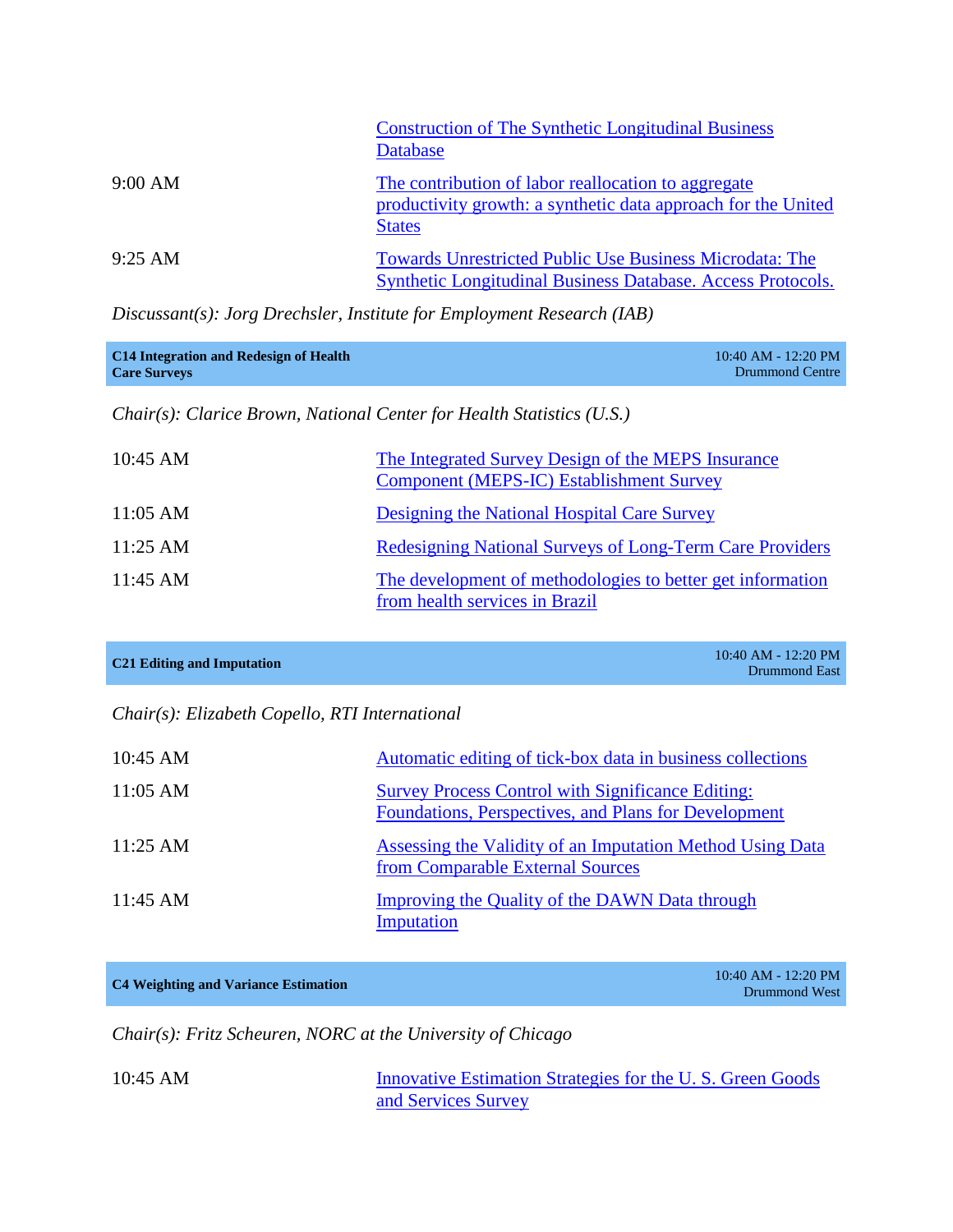| | |
|---|---|
| | Construction of The Synthetic Longitudinal Business Database |
| 9:00 AM | The contribution of labor reallocation to aggregate productivity growth: a synthetic data approach for the United States |
| 9:25 AM | Towards Unrestricted Public Use Business Microdata: The Synthetic Longitudinal Business Database. Access Protocols. |

*Discussant(s): Jorg Drechsler, Institute for Employment Research (IAB)*

### C14 Integration and Redesign of Health Care Surveys

10:40 AM - 12:20 PM
Drummond Centre

*Chair(s): Clarice Brown, National Center for Health Statistics (U.S.)*

| | |
|---|---|
| 10:45 AM | The Integrated Survey Design of the MEPS Insurance Component (MEPS-IC) Establishment Survey |
| 11:05 AM | Designing the National Hospital Care Survey |
| 11:25 AM | Redesigning National Surveys of Long-Term Care Providers |
| 11:45 AM | The development of methodologies to better get information from health services in Brazil |

### C21 Editing and Imputation

10:40 AM - 12:20 PM
Drummond East

*Chair(s): Elizabeth Copello, RTI International*

| | |
|---|---|
| 10:45 AM | Automatic editing of tick-box data in business collections |
| 11:05 AM | Survey Process Control with Significance Editing: Foundations, Perspectives, and Plans for Development |
| 11:25 AM | Assessing the Validity of an Imputation Method Using Data from Comparable External Sources |
| 11:45 AM | Improving the Quality of the DAWN Data through Imputation |

### C4 Weighting and Variance Estimation

10:40 AM - 12:20 PM
Drummond West

*Chair(s): Fritz Scheuren, NORC at the University of Chicago*

| | |
|---|---|
| 10:45 AM | Innovative Estimation Strategies for the U. S. Green Goods and Services Survey |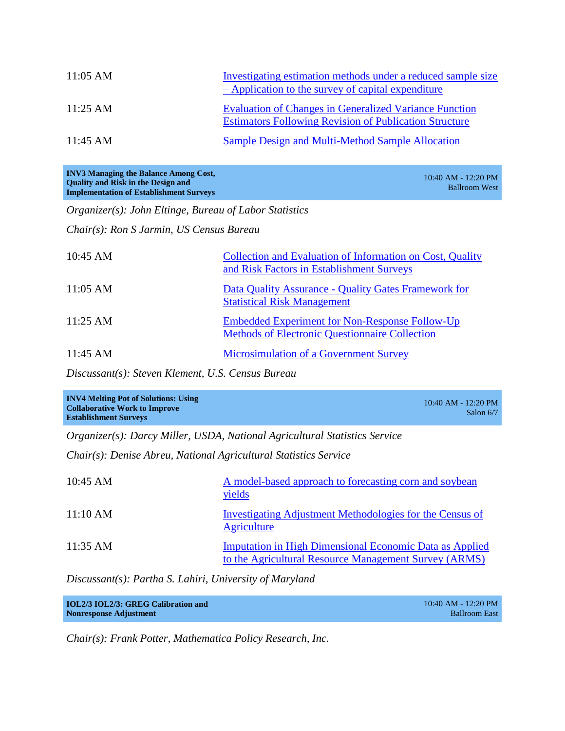| | |
|---|---|
| 11:05 AM | Investigating estimation methods under a reduced sample size – Application to the survey of capital expenditure |
| 11:25 AM | Evaluation of Changes in Generalized Variance Function Estimators Following Revision of Publication Structure |
| 11:45 AM | Sample Design and Multi-Method Sample Allocation |

**INV3 Managing the Balance Among Cost, Quality and Risk in the Design and Implementation of Establishment Surveys** — 10:40 AM - 12:20 PM, Ballroom West

*Organizer(s): John Eltinge, Bureau of Labor Statistics*

*Chair(s): Ron S Jarmin, US Census Bureau*

| | |
|---|---|
| 10:45 AM | Collection and Evaluation of Information on Cost, Quality and Risk Factors in Establishment Surveys |
| 11:05 AM | Data Quality Assurance - Quality Gates Framework for Statistical Risk Management |
| 11:25 AM | Embedded Experiment for Non-Response Follow-Up Methods of Electronic Questionnaire Collection |
| 11:45 AM | Microsimulation of a Government Survey |

*Discussant(s): Steven Klement, U.S. Census Bureau*

**INV4 Melting Pot of Solutions: Using Collaborative Work to Improve Establishment Surveys** — 10:40 AM - 12:20 PM, Salon 6/7

*Organizer(s): Darcy Miller, USDA, National Agricultural Statistics Service*

*Chair(s): Denise Abreu, National Agricultural Statistics Service*

| | |
|---|---|
| 10:45 AM | A model-based approach to forecasting corn and soybean yields |
| 11:10 AM | Investigating Adjustment Methodologies for the Census of Agriculture |
| 11:35 AM | Imputation in High Dimensional Economic Data as Applied to the Agricultural Resource Management Survey (ARMS) |

*Discussant(s): Partha S. Lahiri, University of Maryland*

**IOL2/3 IOL2/3: GREG Calibration and Nonresponse Adjustment** — 10:40 AM - 12:20 PM, Ballroom East

*Chair(s): Frank Potter, Mathematica Policy Research, Inc.*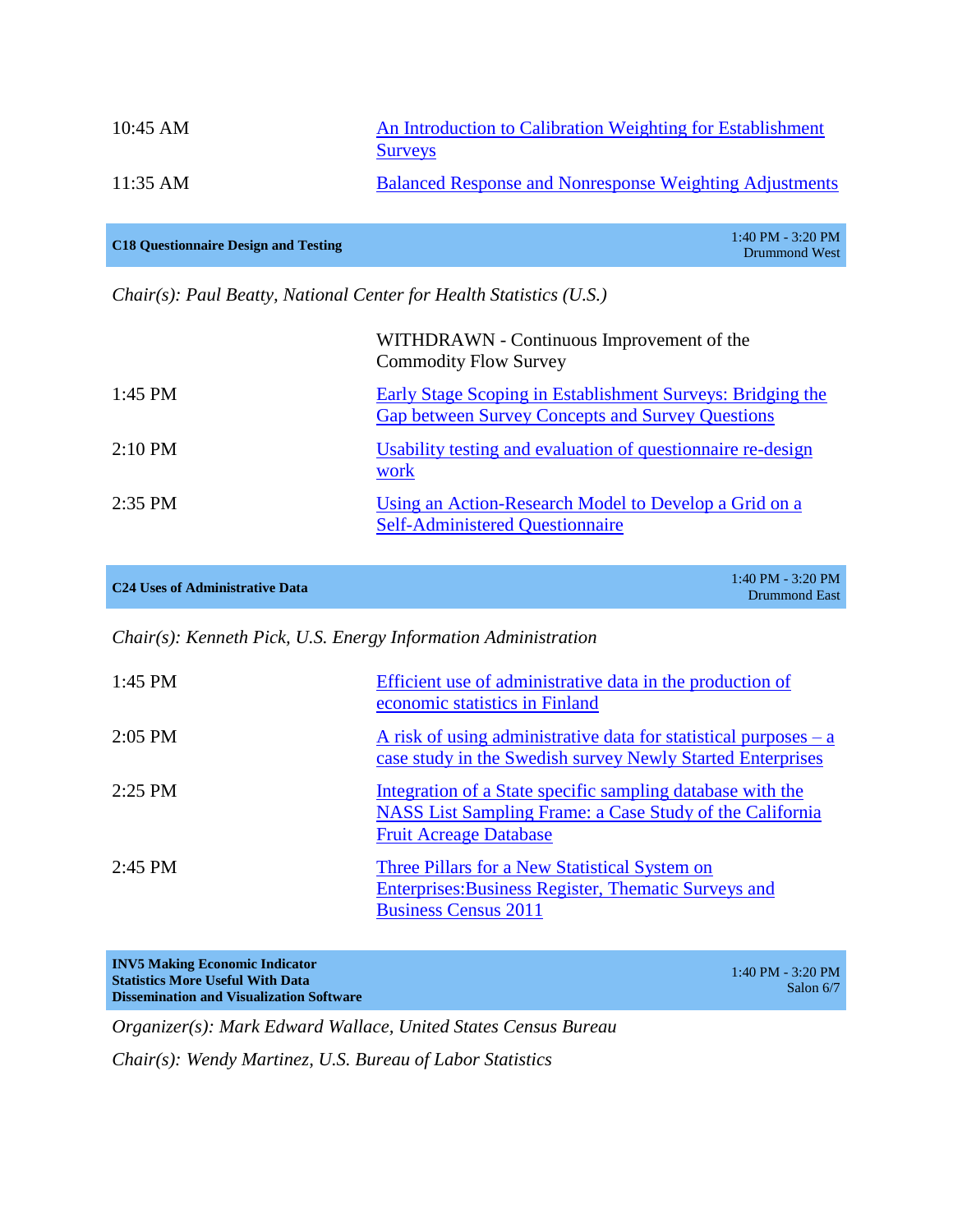| | |
|---|---|
| 10:45 AM | An Introduction to Calibration Weighting for Establishment Surveys |
| 11:35 AM | Balanced Response and Nonresponse Weighting Adjustments |

## C18 Questionnaire Design and Testing

1:40 PM - 3:20 PM
Drummond West

*Chair(s): Paul Beatty, National Center for Health Statistics (U.S.)*

| | |
|---|---|
| | WITHDRAWN - Continuous Improvement of the Commodity Flow Survey |
| 1:45 PM | Early Stage Scoping in Establishment Surveys: Bridging the Gap between Survey Concepts and Survey Questions |
| 2:10 PM | Usability testing and evaluation of questionnaire re-design work |
| 2:35 PM | Using an Action-Research Model to Develop a Grid on a Self-Administered Questionnaire |

## C24 Uses of Administrative Data

1:40 PM - 3:20 PM
Drummond East

*Chair(s): Kenneth Pick, U.S. Energy Information Administration*

| | |
|---|---|
| 1:45 PM | Efficient use of administrative data in the production of economic statistics in Finland |
| 2:05 PM | A risk of using administrative data for statistical purposes – a case study in the Swedish survey Newly Started Enterprises |
| 2:25 PM | Integration of a State specific sampling database with the NASS List Sampling Frame: a Case Study of the California Fruit Acreage Database |
| 2:45 PM | Three Pillars for a New Statistical System on Enterprises:Business Register, Thematic Surveys and Business Census 2011 |

## INV5 Making Economic Indicator Statistics More Useful With Data Dissemination and Visualization Software

1:40 PM - 3:20 PM
Salon 6/7

*Organizer(s): Mark Edward Wallace, United States Census Bureau*

*Chair(s): Wendy Martinez, U.S. Bureau of Labor Statistics*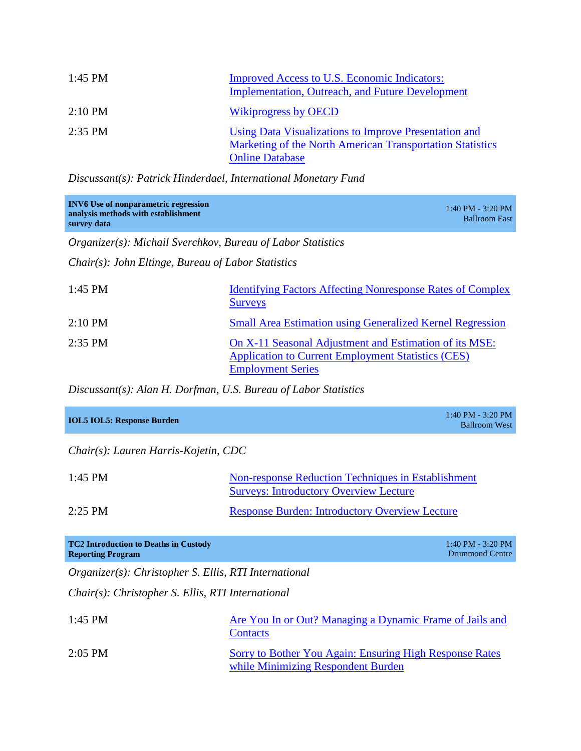| | |
|---|---|
| 1:45 PM | Improved Access to U.S. Economic Indicators: Implementation, Outreach, and Future Development |
| 2:10 PM | Wikiprogress by OECD |
| 2:35 PM | Using Data Visualizations to Improve Presentation and Marketing of the North American Transportation Statistics Online Database |

*Discussant(s): Patrick Hinderdael, International Monetary Fund*

**INV6 Use of nonparametric regression analysis methods with establishment survey data** — 1:40 PM - 3:20 PM, Ballroom East

*Organizer(s): Michail Sverchkov, Bureau of Labor Statistics*

*Chair(s): John Eltinge, Bureau of Labor Statistics*

| | |
|---|---|
| 1:45 PM | Identifying Factors Affecting Nonresponse Rates of Complex Surveys |
| 2:10 PM | Small Area Estimation using Generalized Kernel Regression |
| 2:35 PM | On X-11 Seasonal Adjustment and Estimation of its MSE: Application to Current Employment Statistics (CES) Employment Series |

*Discussant(s): Alan H. Dorfman, U.S. Bureau of Labor Statistics*

**IOL5 IOL5: Response Burden** — 1:40 PM - 3:20 PM, Ballroom West

*Chair(s): Lauren Harris-Kojetin, CDC*

| | |
|---|---|
| 1:45 PM | Non-response Reduction Techniques in Establishment Surveys: Introductory Overview Lecture |
| 2:25 PM | Response Burden: Introductory Overview Lecture |

**TC2 Introduction to Deaths in Custody Reporting Program** — 1:40 PM - 3:20 PM, Drummond Centre

*Organizer(s): Christopher S. Ellis, RTI International*

*Chair(s): Christopher S. Ellis, RTI International*

| | |
|---|---|
| 1:45 PM | Are You In or Out? Managing a Dynamic Frame of Jails and Contacts |
| 2:05 PM | Sorry to Bother You Again: Ensuring High Response Rates while Minimizing Respondent Burden |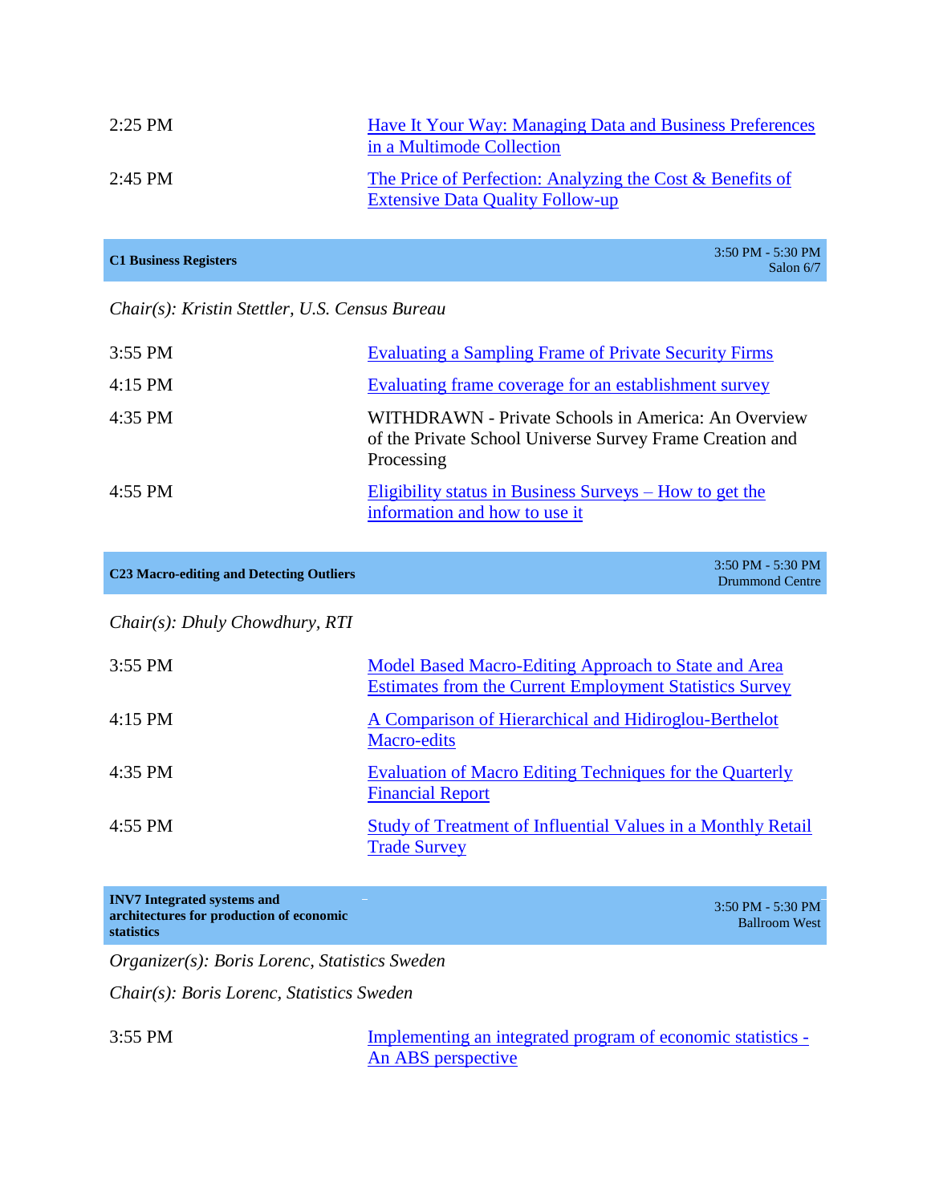| | |
|---|---|
| 2:25 PM | Have It Your Way: Managing Data and Business Preferences in a Multimode Collection |
| 2:45 PM | The Price of Perfection: Analyzing the Cost & Benefits of Extensive Data Quality Follow-up |

**C1 Business Registers** — 3:50 PM - 5:30 PM, Salon 6/7

*Chair(s): Kristin Stettler, U.S. Census Bureau*

| | |
|---|---|
| 3:55 PM | Evaluating a Sampling Frame of Private Security Firms |
| 4:15 PM | Evaluating frame coverage for an establishment survey |
| 4:35 PM | WITHDRAWN - Private Schools in America: An Overview of the Private School Universe Survey Frame Creation and Processing |
| 4:55 PM | Eligibility status in Business Surveys – How to get the information and how to use it |

**C23 Macro-editing and Detecting Outliers** — 3:50 PM - 5:30 PM, Drummond Centre

*Chair(s): Dhuly Chowdhury, RTI*

| | |
|---|---|
| 3:55 PM | Model Based Macro-Editing Approach to State and Area Estimates from the Current Employment Statistics Survey |
| 4:15 PM | A Comparison of Hierarchical and Hidiroglou-Berthelot Macro-edits |
| 4:35 PM | Evaluation of Macro Editing Techniques for the Quarterly Financial Report |
| 4:55 PM | Study of Treatment of Influential Values in a Monthly Retail Trade Survey |

**INV7 Integrated systems and architectures for production of economic statistics** — 3:50 PM - 5:30 PM, Ballroom West

*Organizer(s): Boris Lorenc, Statistics Sweden*

*Chair(s): Boris Lorenc, Statistics Sweden*

| | |
|---|---|
| 3:55 PM | Implementing an integrated program of economic statistics - An ABS perspective |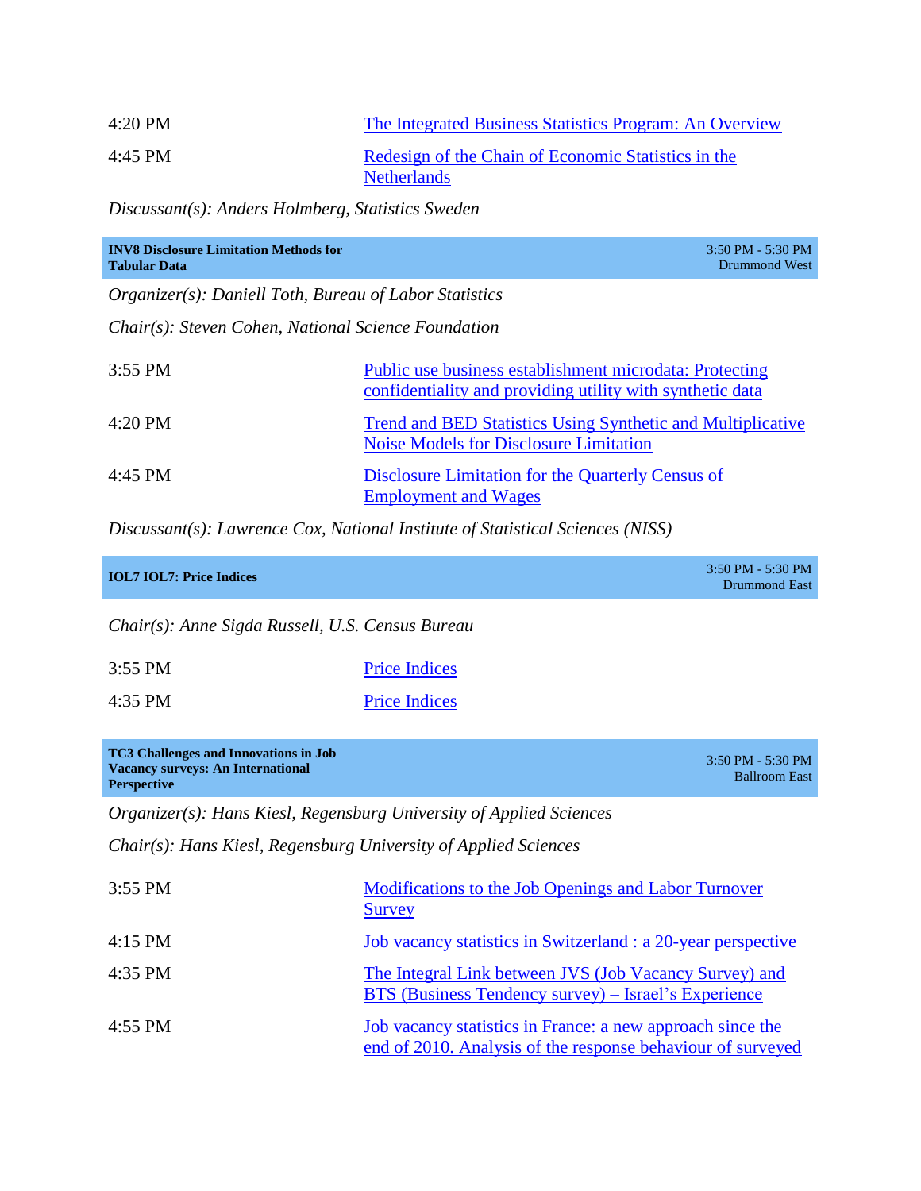| | |
|---|---|
| 4:20 PM | The Integrated Business Statistics Program: An Overview |
| 4:45 PM | Redesign of the Chain of Economic Statistics in the Netherlands |

*Discussant(s): Anders Holmberg, Statistics Sweden*

### INV8 Disclosure Limitation Methods for Tabular Data

3:50 PM - 5:30 PM
Drummond West

*Organizer(s): Daniell Toth, Bureau of Labor Statistics*

*Chair(s): Steven Cohen, National Science Foundation*

| | |
|---|---|
| 3:55 PM | Public use business establishment microdata: Protecting confidentiality and providing utility with synthetic data |
| 4:20 PM | Trend and BED Statistics Using Synthetic and Multiplicative Noise Models for Disclosure Limitation |
| 4:45 PM | Disclosure Limitation for the Quarterly Census of Employment and Wages |

*Discussant(s): Lawrence Cox, National Institute of Statistical Sciences (NISS)*

### IOL7 IOL7: Price Indices

3:50 PM - 5:30 PM
Drummond East

*Chair(s): Anne Sigda Russell, U.S. Census Bureau*

| | |
|---|---|
| 3:55 PM | Price Indices |
| 4:35 PM | Price Indices |

### TC3 Challenges and Innovations in Job Vacancy surveys: An International Perspective

3:50 PM - 5:30 PM
Ballroom East

*Organizer(s): Hans Kiesl, Regensburg University of Applied Sciences*

*Chair(s): Hans Kiesl, Regensburg University of Applied Sciences*

| | |
|---|---|
| 3:55 PM | Modifications to the Job Openings and Labor Turnover Survey |
| 4:15 PM | Job vacancy statistics in Switzerland : a 20-year perspective |
| 4:35 PM | The Integral Link between JVS (Job Vacancy Survey) and BTS (Business Tendency survey) – Israel's Experience |
| 4:55 PM | Job vacancy statistics in France: a new approach since the end of 2010. Analysis of the response behaviour of surveyed |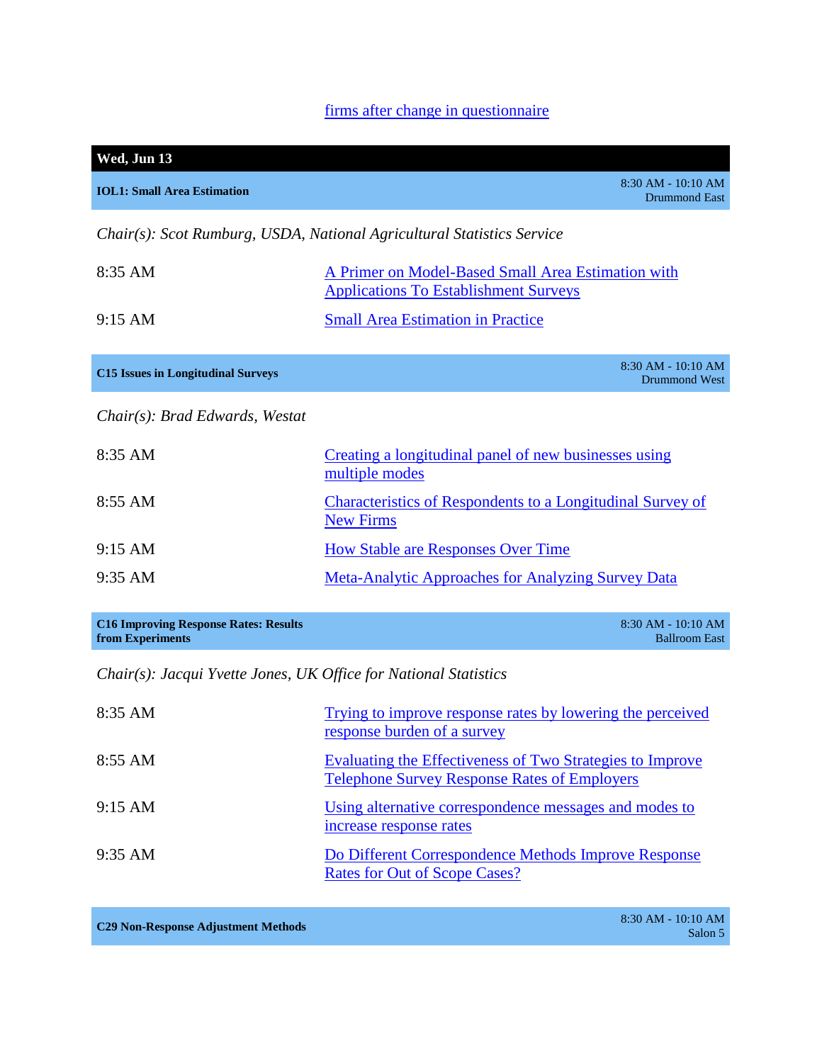firms after change in questionnaire

## Wed, Jun 13

### IOL1: Small Area Estimation

8:30 AM - 10:10 AM
Drummond East

*Chair(s): Scot Rumburg, USDA, National Agricultural Statistics Service*

| | |
|---|---|
| 8:35 AM | A Primer on Model-Based Small Area Estimation with Applications To Establishment Surveys |
| 9:15 AM | Small Area Estimation in Practice |

### C15 Issues in Longitudinal Surveys

8:30 AM - 10:10 AM
Drummond West

*Chair(s): Brad Edwards, Westat*

| | |
|---|---|
| 8:35 AM | Creating a longitudinal panel of new businesses using multiple modes |
| 8:55 AM | Characteristics of Respondents to a Longitudinal Survey of New Firms |
| 9:15 AM | How Stable are Responses Over Time |
| 9:35 AM | Meta-Analytic Approaches for Analyzing Survey Data |

### C16 Improving Response Rates: Results from Experiments

8:30 AM - 10:10 AM
Ballroom East

*Chair(s): Jacqui Yvette Jones, UK Office for National Statistics*

| | |
|---|---|
| 8:35 AM | Trying to improve response rates by lowering the perceived response burden of a survey |
| 8:55 AM | Evaluating the Effectiveness of Two Strategies to Improve Telephone Survey Response Rates of Employers |
| 9:15 AM | Using alternative correspondence messages and modes to increase response rates |
| 9:35 AM | Do Different Correspondence Methods Improve Response Rates for Out of Scope Cases? |

### C29 Non-Response Adjustment Methods

8:30 AM - 10:10 AM
Salon 5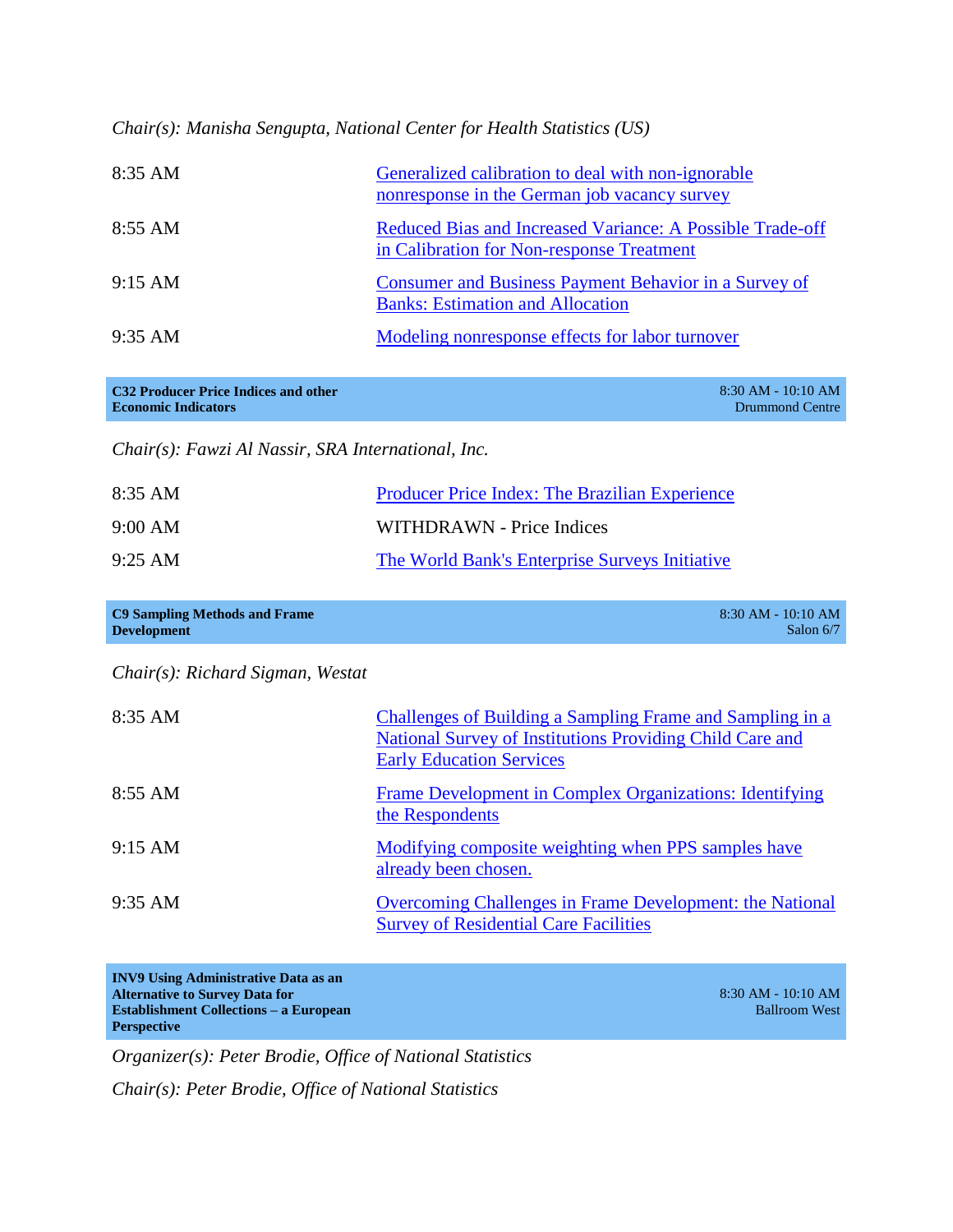*Chair(s): Manisha Sengupta, National Center for Health Statistics (US)*

| | |
|---|---|
| 8:35 AM | Generalized calibration to deal with non-ignorable nonresponse in the German job vacancy survey |
| 8:55 AM | Reduced Bias and Increased Variance: A Possible Trade-off in Calibration for Non-response Treatment |
| 9:15 AM | Consumer and Business Payment Behavior in a Survey of Banks: Estimation and Allocation |
| 9:35 AM | Modeling nonresponse effects for labor turnover |

**C32 Producer Price Indices and other Economic Indicators**
8:30 AM - 10:10 AM
Drummond Centre

*Chair(s): Fawzi Al Nassir, SRA International, Inc.*

| | |
|---|---|
| 8:35 AM | Producer Price Index: The Brazilian Experience |
| 9:00 AM | WITHDRAWN - Price Indices |
| 9:25 AM | The World Bank's Enterprise Surveys Initiative |

**C9 Sampling Methods and Frame Development**
8:30 AM - 10:10 AM
Salon 6/7

*Chair(s): Richard Sigman, Westat*

| | |
|---|---|
| 8:35 AM | Challenges of Building a Sampling Frame and Sampling in a National Survey of Institutions Providing Child Care and Early Education Services |
| 8:55 AM | Frame Development in Complex Organizations: Identifying the Respondents |
| 9:15 AM | Modifying composite weighting when PPS samples have already been chosen. |
| 9:35 AM | Overcoming Challenges in Frame Development: the National Survey of Residential Care Facilities |

**INV9 Using Administrative Data as an Alternative to Survey Data for Establishment Collections – a European Perspective**
8:30 AM - 10:10 AM
Ballroom West

*Organizer(s): Peter Brodie, Office of National Statistics*

*Chair(s): Peter Brodie, Office of National Statistics*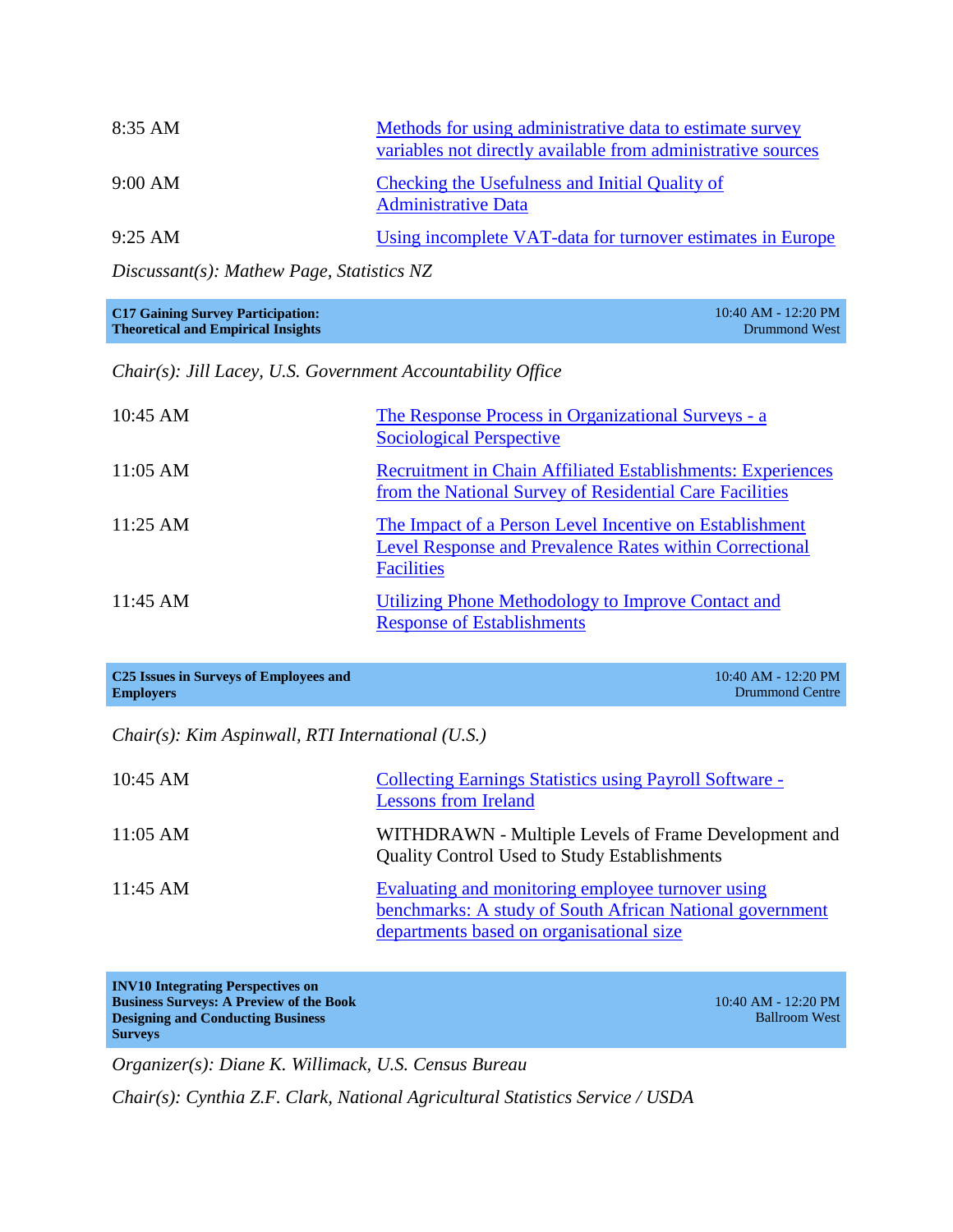| | |
|---|---|
| 8:35 AM | Methods for using administrative data to estimate survey variables not directly available from administrative sources |
| 9:00 AM | Checking the Usefulness and Initial Quality of Administrative Data |
| 9:25 AM | Using incomplete VAT-data for turnover estimates in Europe |

*Discussant(s): Mathew Page, Statistics NZ*

**C17 Gaining Survey Participation: Theoretical and Empirical Insights**
10:40 AM - 12:20 PM
Drummond West

*Chair(s): Jill Lacey, U.S. Government Accountability Office*

| | |
|---|---|
| 10:45 AM | The Response Process in Organizational Surveys - a Sociological Perspective |
| 11:05 AM | Recruitment in Chain Affiliated Establishments: Experiences from the National Survey of Residential Care Facilities |
| 11:25 AM | The Impact of a Person Level Incentive on Establishment Level Response and Prevalence Rates within Correctional Facilities |
| 11:45 AM | Utilizing Phone Methodology to Improve Contact and Response of Establishments |

**C25 Issues in Surveys of Employees and Employers**
10:40 AM - 12:20 PM
Drummond Centre

*Chair(s): Kim Aspinwall, RTI International (U.S.)*

| | |
|---|---|
| 10:45 AM | Collecting Earnings Statistics using Payroll Software - Lessons from Ireland |
| 11:05 AM | WITHDRAWN - Multiple Levels of Frame Development and Quality Control Used to Study Establishments |
| 11:45 AM | Evaluating and monitoring employee turnover using benchmarks: A study of South African National government departments based on organisational size |

**INV10 Integrating Perspectives on Business Surveys: A Preview of the Book Designing and Conducting Business Surveys**
10:40 AM - 12:20 PM
Ballroom West

*Organizer(s): Diane K. Willimack, U.S. Census Bureau*

*Chair(s): Cynthia Z.F. Clark, National Agricultural Statistics Service / USDA*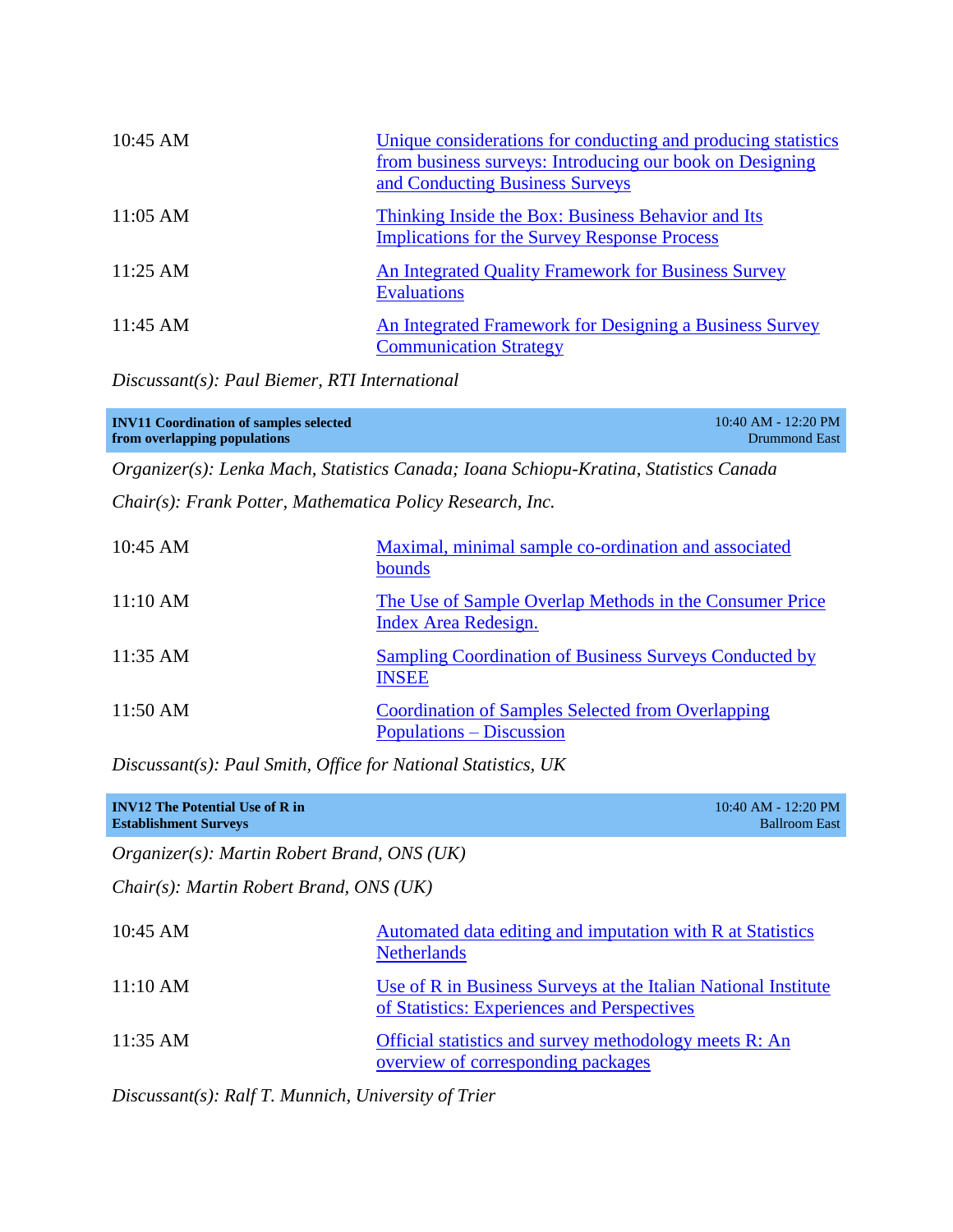| | |
|---|---|
| 10:45 AM | Unique considerations for conducting and producing statistics from business surveys: Introducing our book on Designing and Conducting Business Surveys |
| 11:05 AM | Thinking Inside the Box: Business Behavior and Its Implications for the Survey Response Process |
| 11:25 AM | An Integrated Quality Framework for Business Survey Evaluations |
| 11:45 AM | An Integrated Framework for Designing a Business Survey Communication Strategy |

*Discussant(s): Paul Biemer, RTI International*

| **INV11 Coordination of samples selected from overlapping populations** | 10:40 AM - 12:20 PM Drummond East |
|---|---|

*Organizer(s): Lenka Mach, Statistics Canada; Ioana Schiopu-Kratina, Statistics Canada*

*Chair(s): Frank Potter, Mathematica Policy Research, Inc.*

| | |
|---|---|
| 10:45 AM | Maximal, minimal sample co-ordination and associated bounds |
| 11:10 AM | The Use of Sample Overlap Methods in the Consumer Price Index Area Redesign. |
| 11:35 AM | Sampling Coordination of Business Surveys Conducted by INSEE |
| 11:50 AM | Coordination of Samples Selected from Overlapping Populations – Discussion |

*Discussant(s): Paul Smith, Office for National Statistics, UK*

| **INV12 The Potential Use of R in Establishment Surveys** | 10:40 AM - 12:20 PM Ballroom East |
|---|---|

*Organizer(s): Martin Robert Brand, ONS (UK)*

*Chair(s): Martin Robert Brand, ONS (UK)*

| | |
|---|---|
| 10:45 AM | Automated data editing and imputation with R at Statistics Netherlands |
| 11:10 AM | Use of R in Business Surveys at the Italian National Institute of Statistics: Experiences and Perspectives |
| 11:35 AM | Official statistics and survey methodology meets R: An overview of corresponding packages |

*Discussant(s): Ralf T. Munnich, University of Trier*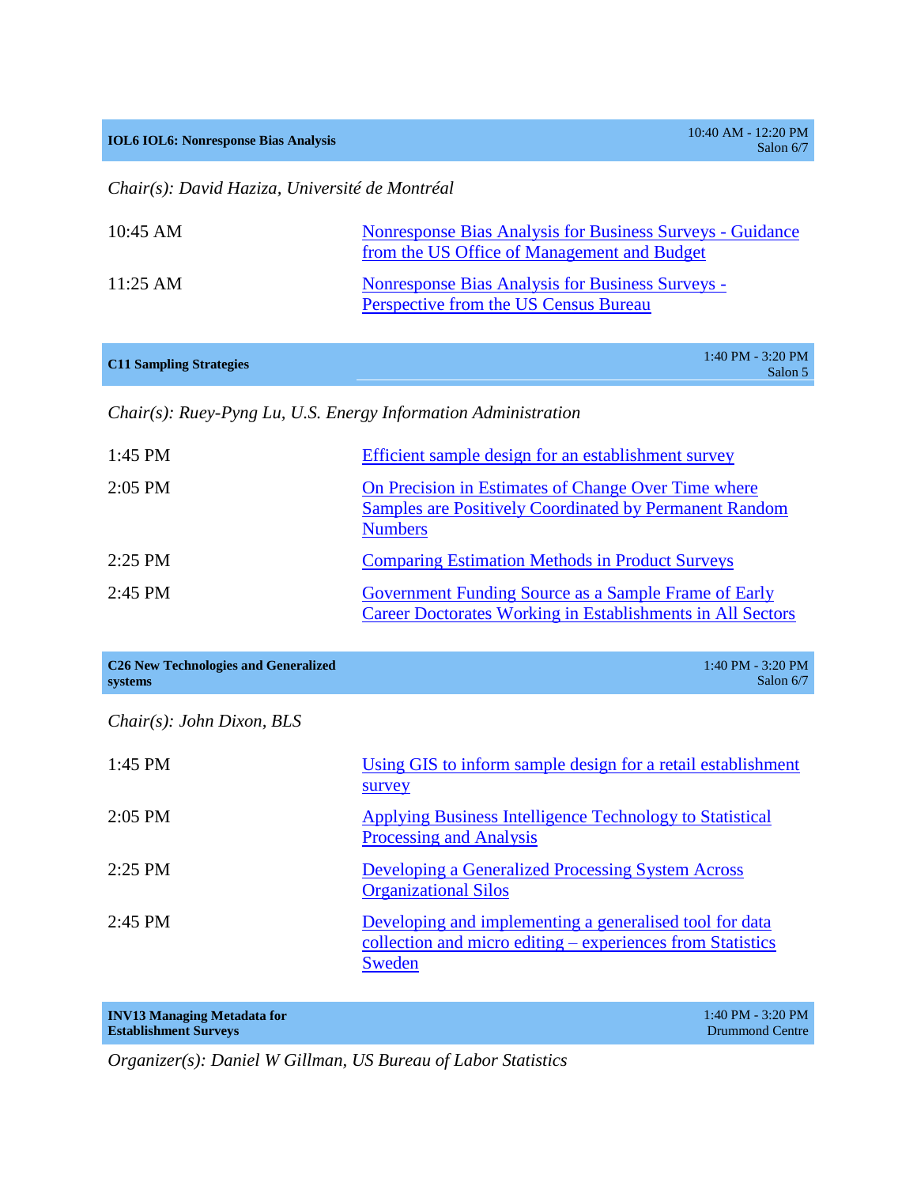## IOL6 IOL6: Nonresponse Bias Analysis

10:40 AM - 12:20 PM
Salon 6/7

*Chair(s): David Haziza, Université de Montréal*

| | |
|---|---|
| 10:45 AM | Nonresponse Bias Analysis for Business Surveys - Guidance from the US Office of Management and Budget |
| 11:25 AM | Nonresponse Bias Analysis for Business Surveys - Perspective from the US Census Bureau |

## C11 Sampling Strategies

1:40 PM - 3:20 PM
Salon 5

*Chair(s): Ruey-Pyng Lu, U.S. Energy Information Administration*

| | |
|---|---|
| 1:45 PM | Efficient sample design for an establishment survey |
| 2:05 PM | On Precision in Estimates of Change Over Time where Samples are Positively Coordinated by Permanent Random Numbers |
| 2:25 PM | Comparing Estimation Methods in Product Surveys |
| 2:45 PM | Government Funding Source as a Sample Frame of Early Career Doctorates Working in Establishments in All Sectors |

## C26 New Technologies and Generalized systems

1:40 PM - 3:20 PM
Salon 6/7

*Chair(s): John Dixon, BLS*

| | |
|---|---|
| 1:45 PM | Using GIS to inform sample design for a retail establishment survey |
| 2:05 PM | Applying Business Intelligence Technology to Statistical Processing and Analysis |
| 2:25 PM | Developing a Generalized Processing System Across Organizational Silos |
| 2:45 PM | Developing and implementing a generalised tool for data collection and micro editing – experiences from Statistics Sweden |

## INV13 Managing Metadata for Establishment Surveys

1:40 PM - 3:20 PM
Drummond Centre

*Organizer(s): Daniel W Gillman, US Bureau of Labor Statistics*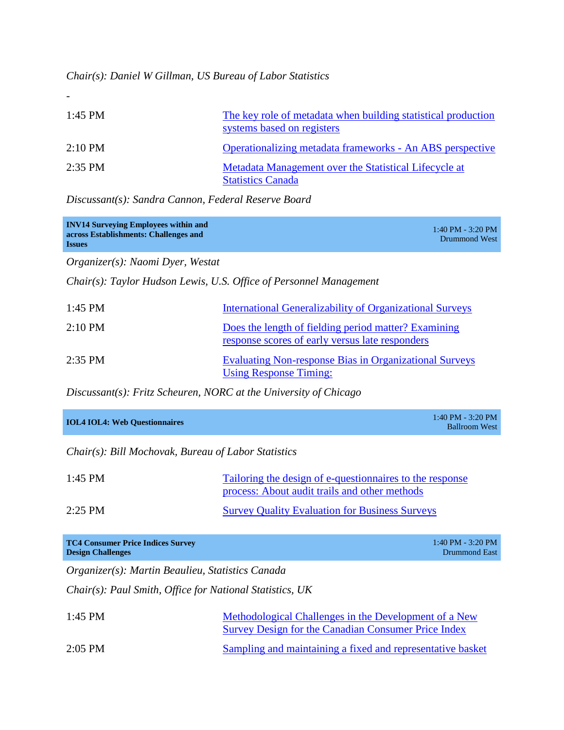*Chair(s): Daniel W Gillman, US Bureau of Labor Statistics*

-

| | |
|---|---|
| 1:45 PM | The key role of metadata when building statistical production systems based on registers |
| 2:10 PM | Operationalizing metadata frameworks - An ABS perspective |
| 2:35 PM | Metadata Management over the Statistical Lifecycle at Statistics Canada |

*Discussant(s): Sandra Cannon, Federal Reserve Board*

### INV14 Surveying Employees within and across Establishments: Challenges and Issues

1:40 PM - 3:20 PM
Drummond West

*Organizer(s): Naomi Dyer, Westat*

*Chair(s): Taylor Hudson Lewis, U.S. Office of Personnel Management*

| | |
|---|---|
| 1:45 PM | International Generalizability of Organizational Surveys |
| 2:10 PM | Does the length of fielding period matter? Examining response scores of early versus late responders |
| 2:35 PM | Evaluating Non-response Bias in Organizational Surveys Using Response Timing: |

*Discussant(s): Fritz Scheuren, NORC at the University of Chicago*

### IOL4 IOL4: Web Questionnaires

1:40 PM - 3:20 PM
Ballroom West

*Chair(s): Bill Mochovak, Bureau of Labor Statistics*

| | |
|---|---|
| 1:45 PM | Tailoring the design of e-questionnaires to the response process: About audit trails and other methods |
| 2:25 PM | Survey Quality Evaluation for Business Surveys |

### TC4 Consumer Price Indices Survey Design Challenges

1:40 PM - 3:20 PM
Drummond East

*Organizer(s): Martin Beaulieu, Statistics Canada*

*Chair(s): Paul Smith, Office for National Statistics, UK*

| | |
|---|---|
| 1:45 PM | Methodological Challenges in the Development of a New Survey Design for the Canadian Consumer Price Index |
| 2:05 PM | Sampling and maintaining a fixed and representative basket |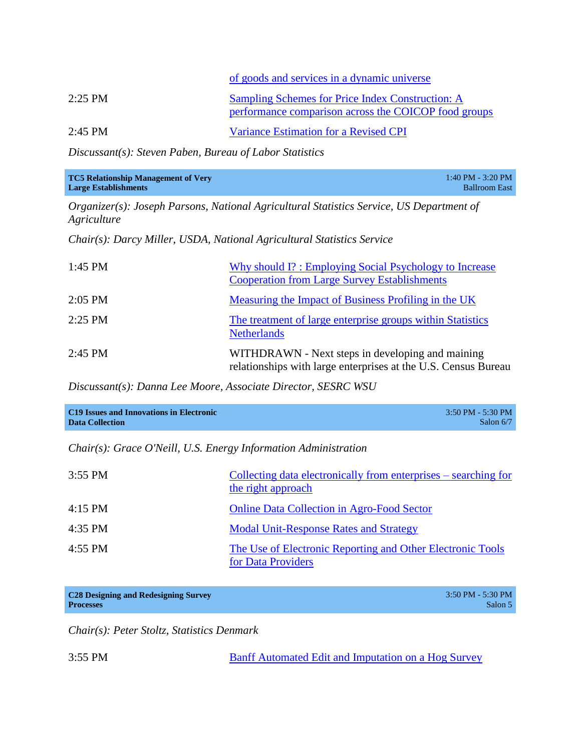| | |
|---|---|
| | of goods and services in a dynamic universe |
| 2:25 PM | Sampling Schemes for Price Index Construction: A performance comparison across the COICOP food groups |
| 2:45 PM | Variance Estimation for a Revised CPI |

*Discussant(s): Steven Paben, Bureau of Labor Statistics*

| **TC5 Relationship Management of Very Large Establishments** | 1:40 PM - 3:20 PM Ballroom East |
|---|---|

*Organizer(s): Joseph Parsons, National Agricultural Statistics Service, US Department of Agriculture*

*Chair(s): Darcy Miller, USDA, National Agricultural Statistics Service*

| | |
|---|---|
| 1:45 PM | Why should I? : Employing Social Psychology to Increase Cooperation from Large Survey Establishments |
| 2:05 PM | Measuring the Impact of Business Profiling in the UK |
| 2:25 PM | The treatment of large enterprise groups within Statistics Netherlands |
| 2:45 PM | WITHDRAWN - Next steps in developing and maining relationships with large enterprises at the U.S. Census Bureau |

*Discussant(s): Danna Lee Moore, Associate Director, SESRC WSU*

| **C19 Issues and Innovations in Electronic Data Collection** | 3:50 PM - 5:30 PM Salon 6/7 |
|---|---|

*Chair(s): Grace O'Neill, U.S. Energy Information Administration*

| | |
|---|---|
| 3:55 PM | Collecting data electronically from enterprises – searching for the right approach |
| 4:15 PM | Online Data Collection in Agro-Food Sector |
| 4:35 PM | Modal Unit-Response Rates and Strategy |
| 4:55 PM | The Use of Electronic Reporting and Other Electronic Tools for Data Providers |

| **C28 Designing and Redesigning Survey Processes** | 3:50 PM - 5:30 PM Salon 5 |
|---|---|

*Chair(s): Peter Stoltz, Statistics Denmark*

| | |
|---|---|
| 3:55 PM | Banff Automated Edit and Imputation on a Hog Survey |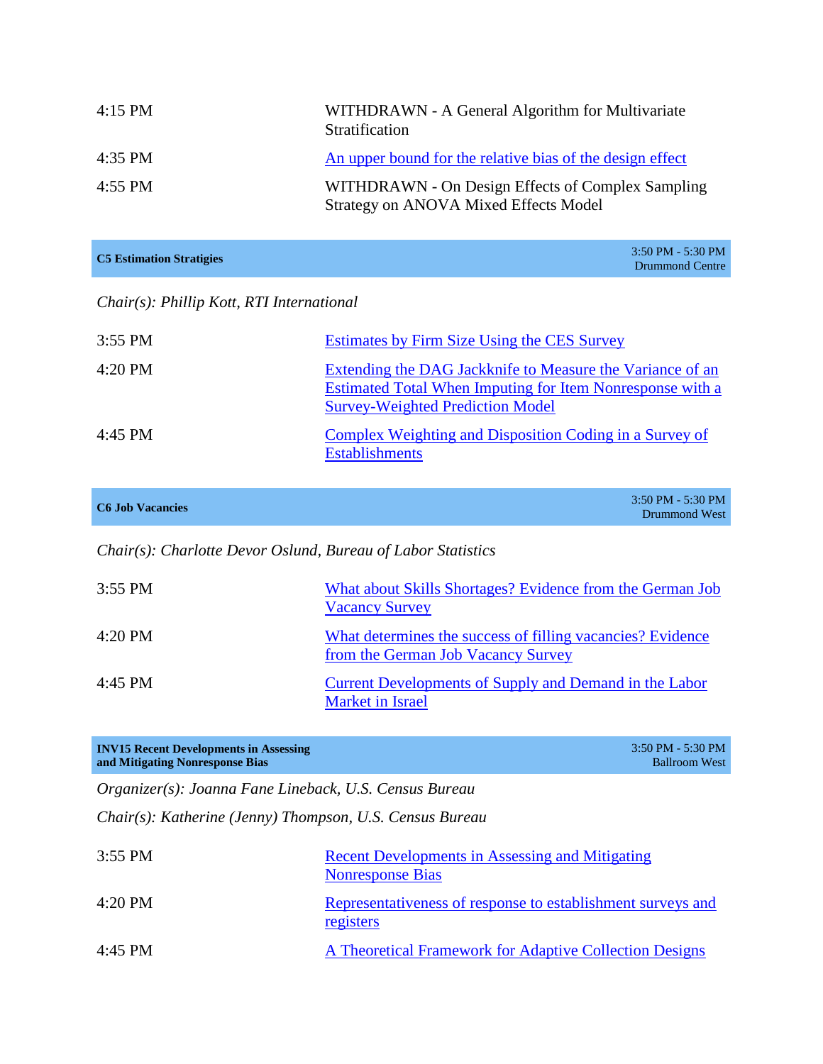| | |
|---|---|
| 4:15 PM | WITHDRAWN - A General Algorithm for Multivariate Stratification |
| 4:35 PM | An upper bound for the relative bias of the design effect |
| 4:55 PM | WITHDRAWN - On Design Effects of Complex Sampling Strategy on ANOVA Mixed Effects Model |

**C5 Estimation Stratigies** — 3:50 PM - 5:30 PM, Drummond Centre

*Chair(s): Phillip Kott, RTI International*

| | |
|---|---|
| 3:55 PM | Estimates by Firm Size Using the CES Survey |
| 4:20 PM | Extending the DAG Jackknife to Measure the Variance of an Estimated Total When Imputing for Item Nonresponse with a Survey-Weighted Prediction Model |
| 4:45 PM | Complex Weighting and Disposition Coding in a Survey of Establishments |

**C6 Job Vacancies** — 3:50 PM - 5:30 PM, Drummond West

*Chair(s): Charlotte Devor Oslund, Bureau of Labor Statistics*

| | |
|---|---|
| 3:55 PM | What about Skills Shortages? Evidence from the German Job Vacancy Survey |
| 4:20 PM | What determines the success of filling vacancies? Evidence from the German Job Vacancy Survey |
| 4:45 PM | Current Developments of Supply and Demand in the Labor Market in Israel |

**INV15 Recent Developments in Assessing and Mitigating Nonresponse Bias** — 3:50 PM - 5:30 PM, Ballroom West

*Organizer(s): Joanna Fane Lineback, U.S. Census Bureau*

*Chair(s): Katherine (Jenny) Thompson, U.S. Census Bureau*

| | |
|---|---|
| 3:55 PM | Recent Developments in Assessing and Mitigating Nonresponse Bias |
| 4:20 PM | Representativeness of response to establishment surveys and registers |
| 4:45 PM | A Theoretical Framework for Adaptive Collection Designs |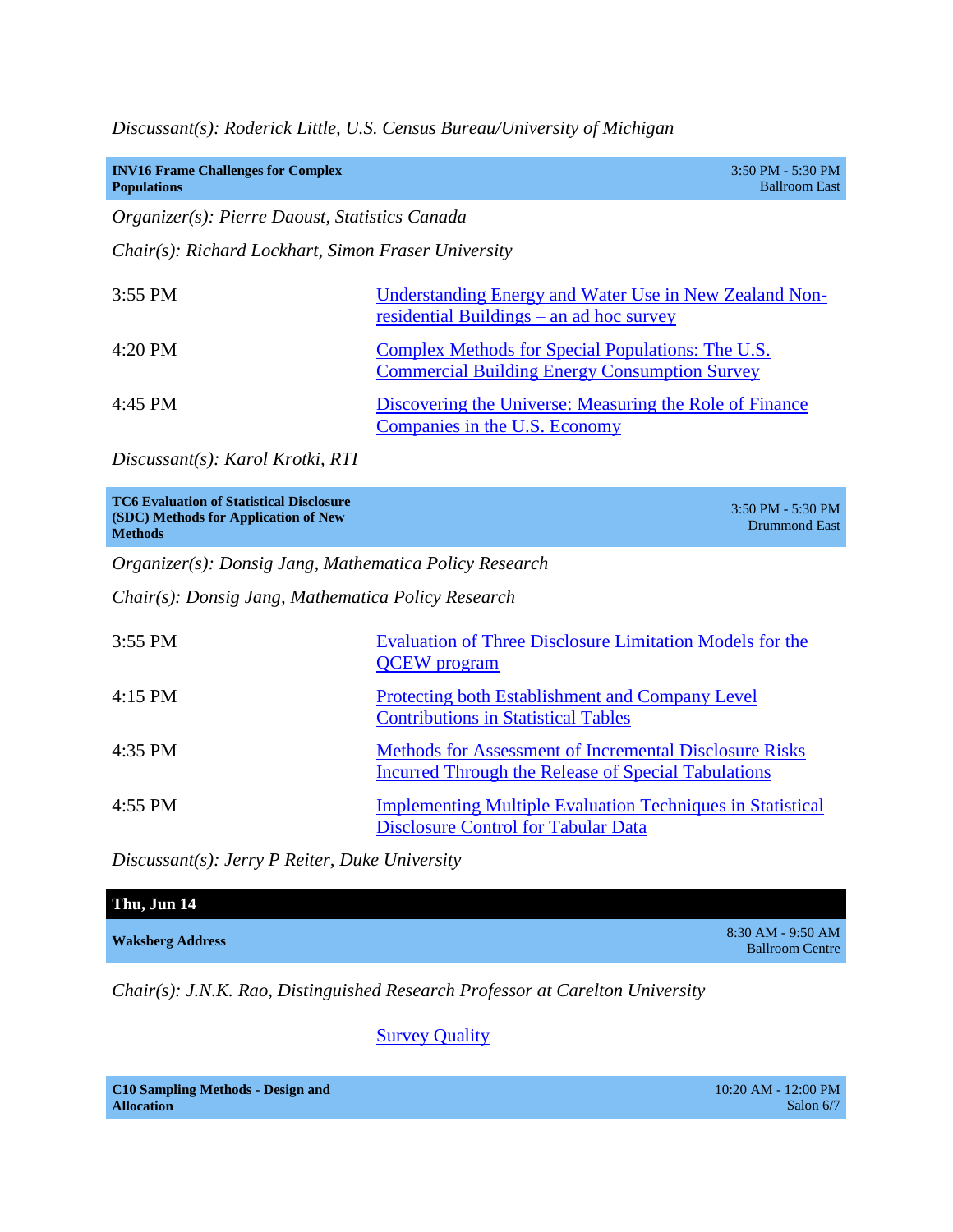*Discussant(s): Roderick Little, U.S. Census Bureau/University of Michigan*

| **INV16 Frame Challenges for Complex Populations** | 3:50 PM - 5:30 PM Ballroom East |
|---|---|

*Organizer(s): Pierre Daoust, Statistics Canada*

*Chair(s): Richard Lockhart, Simon Fraser University*

| | |
|---|---|
| 3:55 PM | Understanding Energy and Water Use in New Zealand Non-residential Buildings – an ad hoc survey |
| 4:20 PM | Complex Methods for Special Populations: The U.S. Commercial Building Energy Consumption Survey |
| 4:45 PM | Discovering the Universe: Measuring the Role of Finance Companies in the U.S. Economy |

*Discussant(s): Karol Krotki, RTI*

| **TC6 Evaluation of Statistical Disclosure (SDC) Methods for Application of New Methods** | 3:50 PM - 5:30 PM Drummond East |
|---|---|

*Organizer(s): Donsig Jang, Mathematica Policy Research*

*Chair(s): Donsig Jang, Mathematica Policy Research*

| | |
|---|---|
| 3:55 PM | Evaluation of Three Disclosure Limitation Models for the QCEW program |
| 4:15 PM | Protecting both Establishment and Company Level Contributions in Statistical Tables |
| 4:35 PM | Methods for Assessment of Incremental Disclosure Risks Incurred Through the Release of Special Tabulations |
| 4:55 PM | Implementing Multiple Evaluation Techniques in Statistical Disclosure Control for Tabular Data |

*Discussant(s): Jerry P Reiter, Duke University*

## Thu, Jun 14

| **Waksberg Address** | 8:30 AM - 9:50 AM Ballroom Centre |
|---|---|

*Chair(s): J.N.K. Rao, Distinguished Research Professor at Carelton University*

Survey Quality

| **C10 Sampling Methods - Design and Allocation** | 10:20 AM - 12:00 PM Salon 6/7 |
|---|---|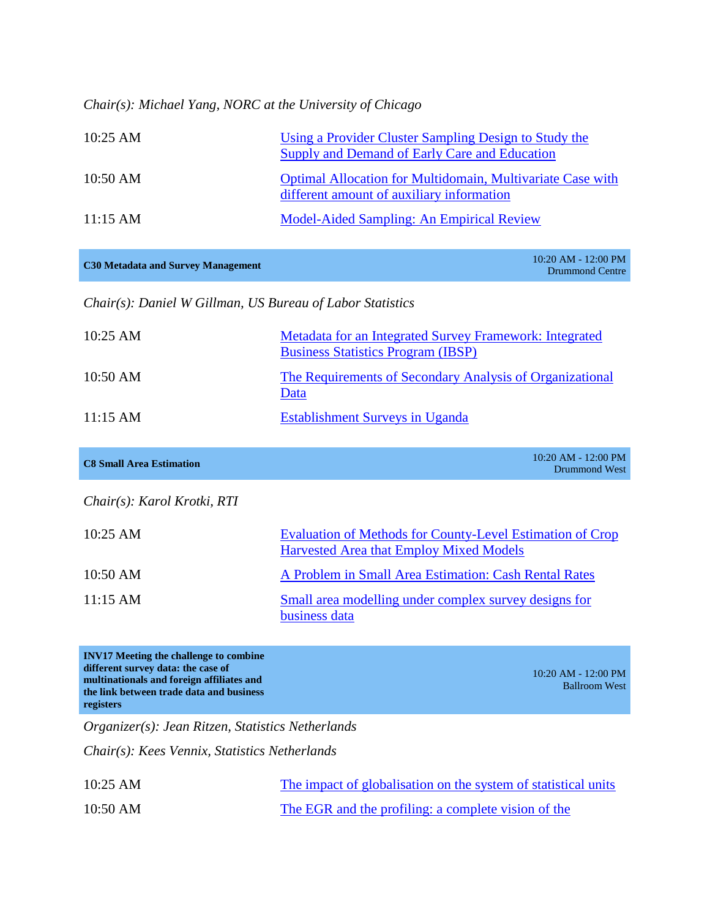*Chair(s): Michael Yang, NORC at the University of Chicago*

| | |
|---|---|
| 10:25 AM | Using a Provider Cluster Sampling Design to Study the Supply and Demand of Early Care and Education |
| 10:50 AM | Optimal Allocation for Multidomain, Multivariate Case with different amount of auxiliary information |
| 11:15 AM | Model-Aided Sampling: An Empirical Review |

**C30 Metadata and Survey Management** — 10:20 AM - 12:00 PM, Drummond Centre

*Chair(s): Daniel W Gillman, US Bureau of Labor Statistics*

| | |
|---|---|
| 10:25 AM | Metadata for an Integrated Survey Framework: Integrated Business Statistics Program (IBSP) |
| 10:50 AM | The Requirements of Secondary Analysis of Organizational Data |
| 11:15 AM | Establishment Surveys in Uganda |

**C8 Small Area Estimation** — 10:20 AM - 12:00 PM, Drummond West

*Chair(s): Karol Krotki, RTI*

| | |
|---|---|
| 10:25 AM | Evaluation of Methods for County-Level Estimation of Crop Harvested Area that Employ Mixed Models |
| 10:50 AM | A Problem in Small Area Estimation: Cash Rental Rates |
| 11:15 AM | Small area modelling under complex survey designs for business data |

**INV17 Meeting the challenge to combine different survey data: the case of multinationals and foreign affiliates and the link between trade data and business registers** — 10:20 AM - 12:00 PM, Ballroom West

*Organizer(s): Jean Ritzen, Statistics Netherlands*

*Chair(s): Kees Vennix, Statistics Netherlands*

| | |
|---|---|
| 10:25 AM | The impact of globalisation on the system of statistical units |
| 10:50 AM | The EGR and the profiling: a complete vision of the |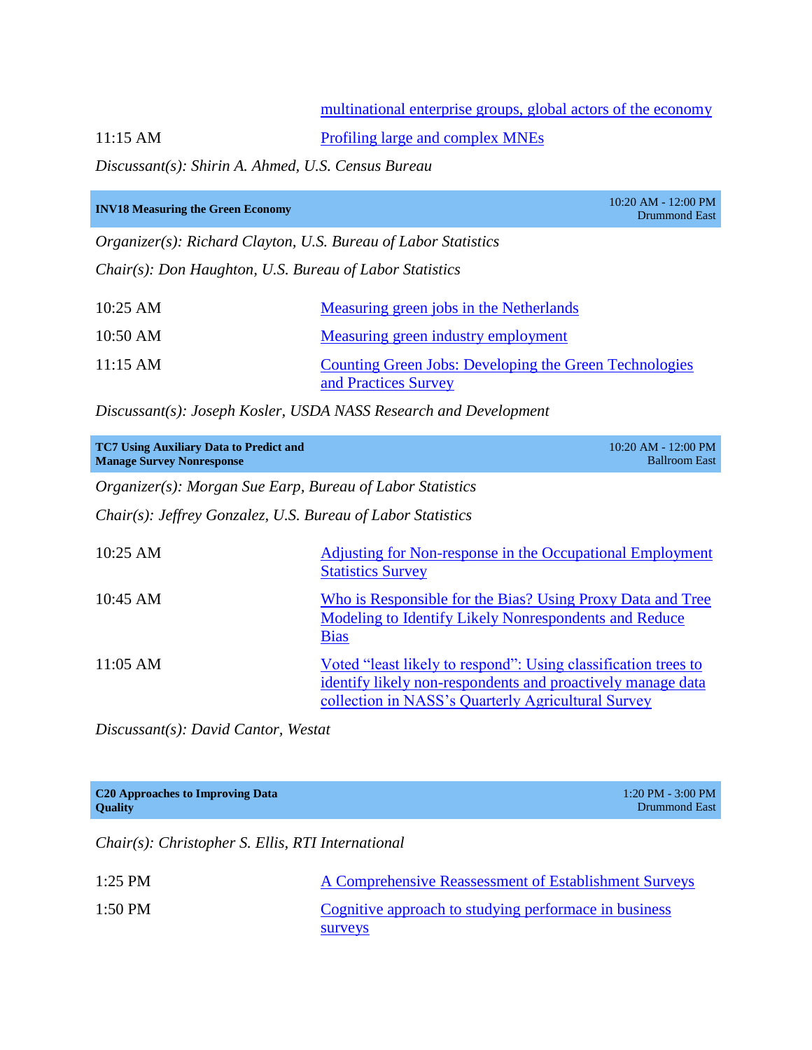| | |
|---|---|
| | multinational enterprise groups, global actors of the economy |
| 11:15 AM | Profiling large and complex MNEs |

*Discussant(s): Shirin A. Ahmed, U.S. Census Bureau*

**INV18 Measuring the Green Economy** — 10:20 AM - 12:00 PM, Drummond East

*Organizer(s): Richard Clayton, U.S. Bureau of Labor Statistics*

*Chair(s): Don Haughton, U.S. Bureau of Labor Statistics*

| | |
|---|---|
| 10:25 AM | Measuring green jobs in the Netherlands |
| 10:50 AM | Measuring green industry employment |
| 11:15 AM | Counting Green Jobs: Developing the Green Technologies and Practices Survey |

*Discussant(s): Joseph Kosler, USDA NASS Research and Development*

**TC7 Using Auxiliary Data to Predict and Manage Survey Nonresponse** — 10:20 AM - 12:00 PM, Ballroom East

*Organizer(s): Morgan Sue Earp, Bureau of Labor Statistics*

*Chair(s): Jeffrey Gonzalez, U.S. Bureau of Labor Statistics*

| | |
|---|---|
| 10:25 AM | Adjusting for Non-response in the Occupational Employment Statistics Survey |
| 10:45 AM | Who is Responsible for the Bias? Using Proxy Data and Tree Modeling to Identify Likely Nonrespondents and Reduce Bias |
| 11:05 AM | Voted "least likely to respond": Using classification trees to identify likely non-respondents and proactively manage data collection in NASS's Quarterly Agricultural Survey |

*Discussant(s): David Cantor, Westat*

**C20 Approaches to Improving Data Quality** — 1:20 PM - 3:00 PM, Drummond East

*Chair(s): Christopher S. Ellis, RTI International*

| | |
|---|---|
| 1:25 PM | A Comprehensive Reassessment of Establishment Surveys |
| 1:50 PM | Cognitive approach to studying performace in business surveys |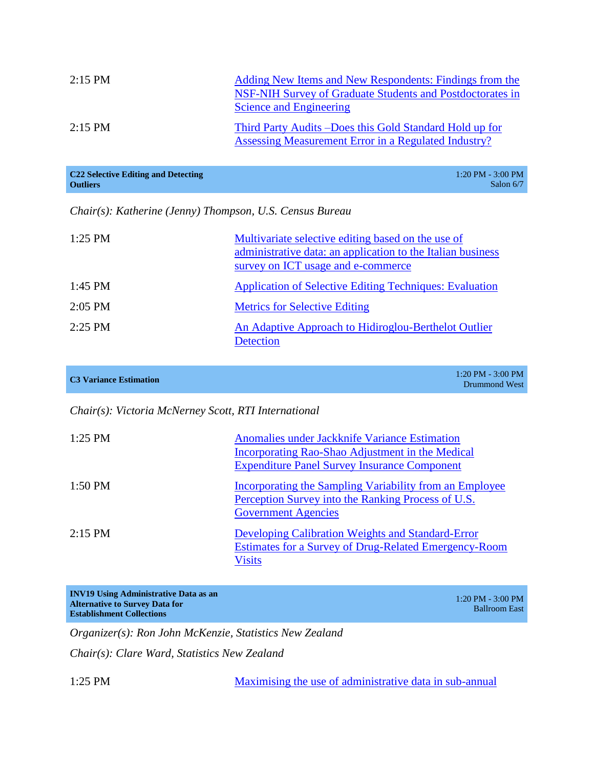| | |
|---|---|
| 2:15 PM | Adding New Items and New Respondents: Findings from the NSF-NIH Survey of Graduate Students and Postdoctorates in Science and Engineering |
| 2:15 PM | Third Party Audits –Does this Gold Standard Hold up for Assessing Measurement Error in a Regulated Industry? |

**C22 Selective Editing and Detecting Outliers** — 1:20 PM - 3:00 PM, Salon 6/7

*Chair(s): Katherine (Jenny) Thompson, U.S. Census Bureau*

| | |
|---|---|
| 1:25 PM | Multivariate selective editing based on the use of administrative data: an application to the Italian business survey on ICT usage and e-commerce |
| 1:45 PM | Application of Selective Editing Techniques: Evaluation |
| 2:05 PM | Metrics for Selective Editing |
| 2:25 PM | An Adaptive Approach to Hidiroglou-Berthelot Outlier Detection |

**C3 Variance Estimation** — 1:20 PM - 3:00 PM, Drummond West

*Chair(s): Victoria McNerney Scott, RTI International*

| | |
|---|---|
| 1:25 PM | Anomalies under Jackknife Variance Estimation Incorporating Rao-Shao Adjustment in the Medical Expenditure Panel Survey Insurance Component |
| 1:50 PM | Incorporating the Sampling Variability from an Employee Perception Survey into the Ranking Process of U.S. Government Agencies |
| 2:15 PM | Developing Calibration Weights and Standard-Error Estimates for a Survey of Drug-Related Emergency-Room Visits |

**INV19 Using Administrative Data as an Alternative to Survey Data for Establishment Collections** — 1:20 PM - 3:00 PM, Ballroom East

*Organizer(s): Ron John McKenzie, Statistics New Zealand*

*Chair(s): Clare Ward, Statistics New Zealand*

| | |
|---|---|
| 1:25 PM | Maximising the use of administrative data in sub-annual |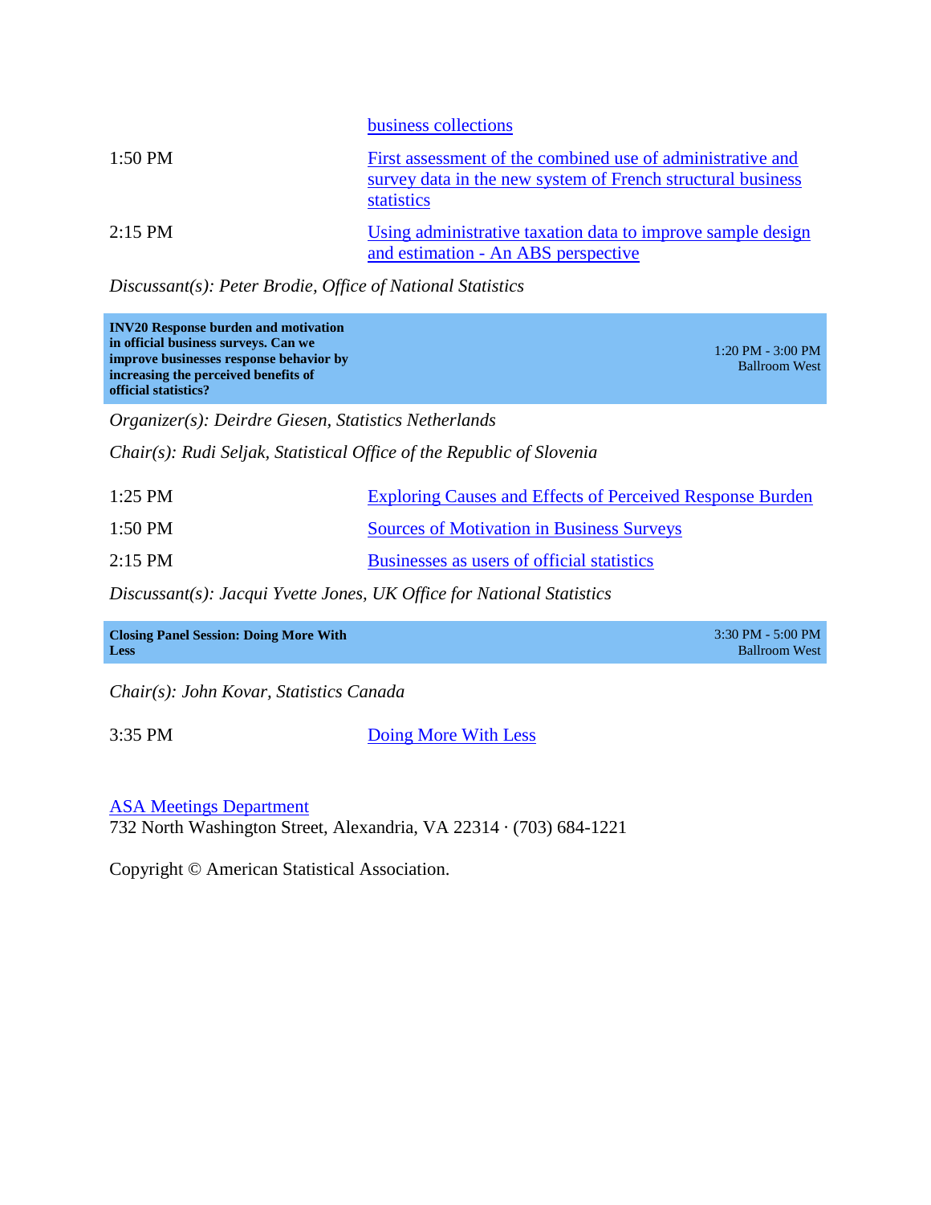| | |
|---|---|
| | business collections |
| 1:50 PM | First assessment of the combined use of administrative and survey data in the new system of French structural business statistics |
| 2:15 PM | Using administrative taxation data to improve sample design and estimation - An ABS perspective |

*Discussant(s): Peter Brodie, Office of National Statistics*

**INV20 Response burden and motivation in official business surveys. Can we improve businesses response behavior by increasing the perceived benefits of official statistics?**

1:20 PM - 3:00 PM
Ballroom West

*Organizer(s): Deirdre Giesen, Statistics Netherlands*

*Chair(s): Rudi Seljak, Statistical Office of the Republic of Slovenia*

| | |
|---|---|
| 1:25 PM | Exploring Causes and Effects of Perceived Response Burden |
| 1:50 PM | Sources of Motivation in Business Surveys |
| 2:15 PM | Businesses as users of official statistics |

*Discussant(s): Jacqui Yvette Jones, UK Office for National Statistics*

**Closing Panel Session: Doing More With Less**

3:30 PM - 5:00 PM
Ballroom West

*Chair(s): John Kovar, Statistics Canada*

| | |
|---|---|
| 3:35 PM | Doing More With Less |

ASA Meetings Department
732 North Washington Street, Alexandria, VA 22314 · (703) 684-1221

Copyright © American Statistical Association.